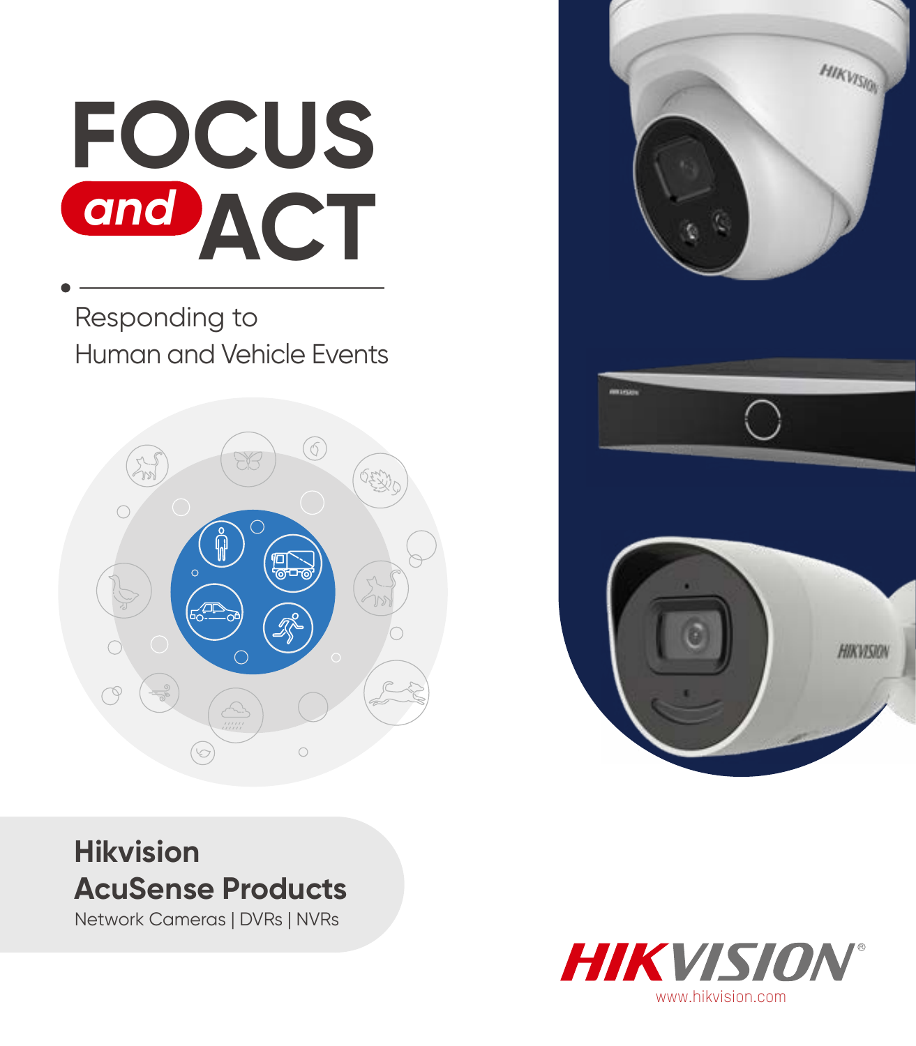# FOCUS and ACT

Responding to
Human and Vehicle Events

## Hikvision AcuSense Products

Network Cameras | DVRs | NVRs

HIKVISION®
www.hikvision.com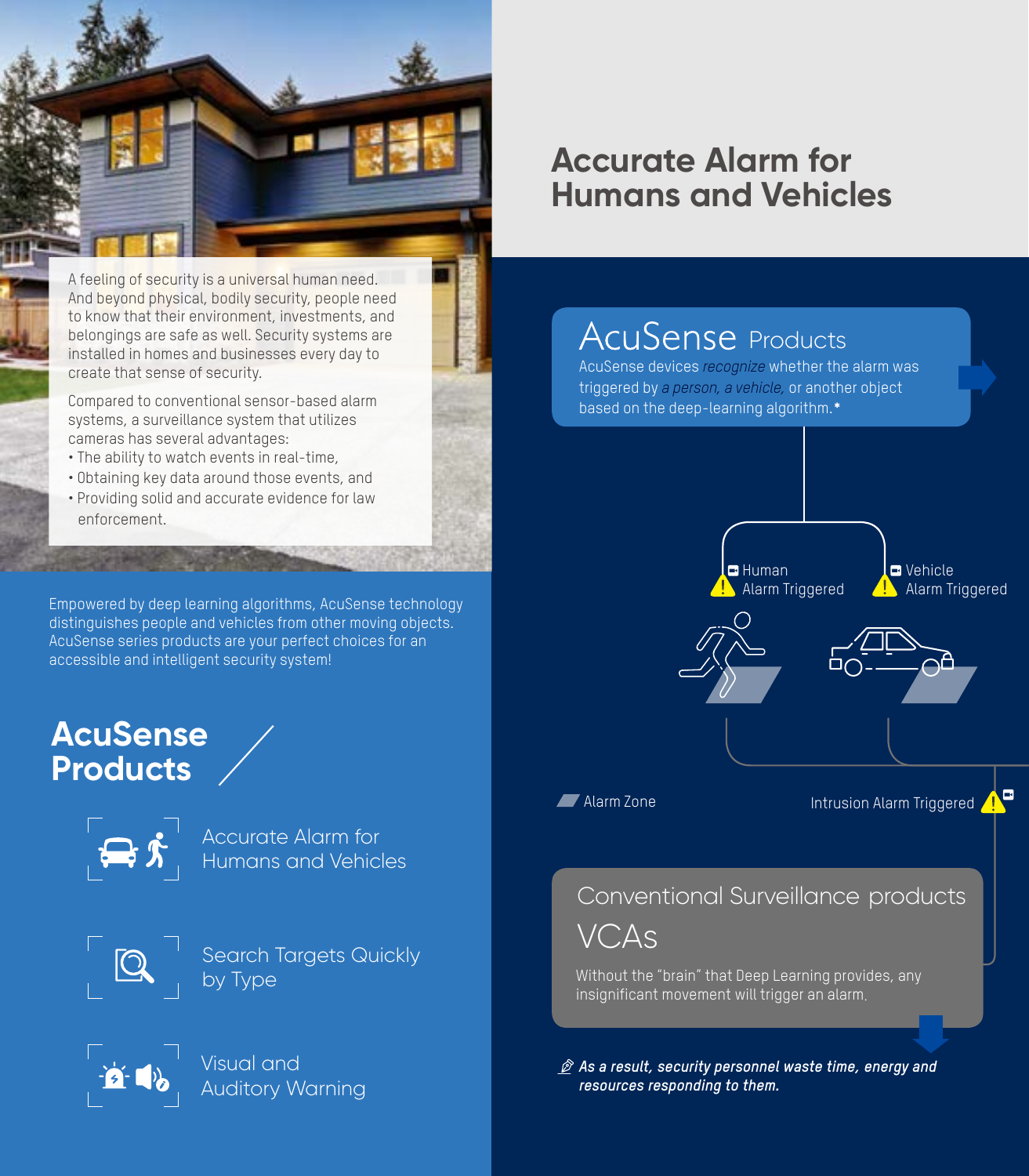A feeling of security is a universal human need. And beyond physical, bodily security, people need to know that their environment, investments, and belongings are safe as well. Security systems are installed in homes and businesses every day to create that sense of security.

Compared to conventional sensor-based alarm systems, a surveillance system that utilizes cameras has several advantages:

- The ability to watch events in real-time,
- Obtaining key data around those events, and
- Providing solid and accurate evidence for law enforcement.

Empowered by deep learning algorithms, AcuSense technology distinguishes people and vehicles from other moving objects. AcuSense series products are your perfect choices for an accessible and intelligent security system!

## AcuSense Products

- Accurate Alarm for Humans and Vehicles
- Search Targets Quickly by Type
- Visual and Auditory Warning

# Accurate Alarm for Humans and Vehicles

### AcuSense Products

AcuSense devices *recognize* whether the alarm was triggered by *a person, a vehicle,* or another object based on the deep-learning algorithm.*

Human Alarm Triggered

Vehicle Alarm Triggered

Alarm Zone

Intrusion Alarm Triggered

### Conventional Surveillance products VCAs

Without the "brain" that Deep Learning provides, any insignificant movement will trigger an alarm.

***As a result, security personnel waste time, energy and resources responding to them.***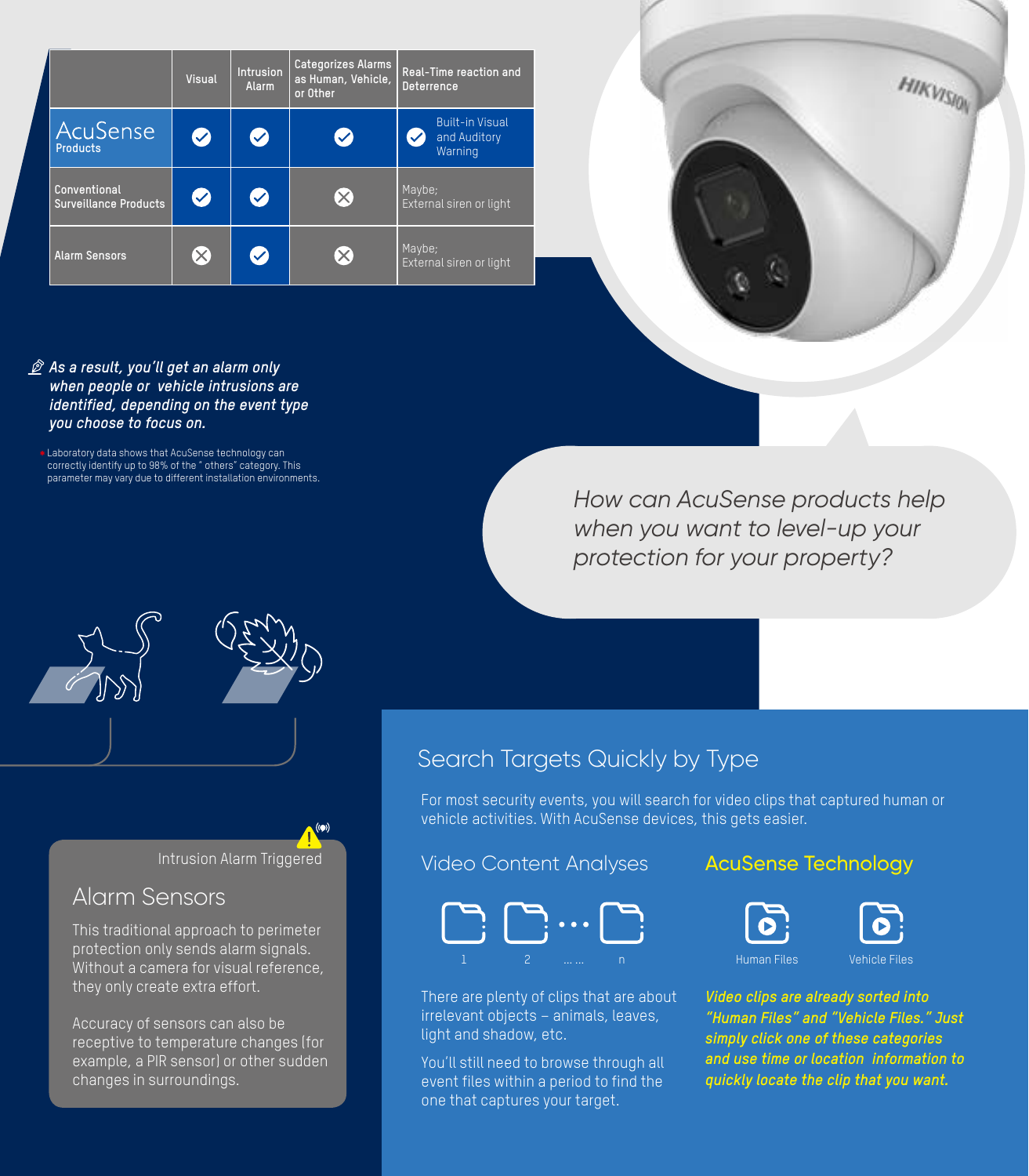| | Visual | Intrusion Alarm | Categorizes Alarms as Human, Vehicle, or Other | Real-Time reaction and Deterrence |
|---|---|---|---|---|
| AcuSense Products | ✓ | ✓ | ✓ | ✓ Built-in Visual and Auditory Warning |
| Conventional Surveillance Products | ✓ | ✓ | ✗ | Maybe; External siren or light |
| Alarm Sensors | ✗ | ✓ | ✗ | Maybe; External siren or light |

***As a result, you'll get an alarm only when people or vehicle intrusions are identified, depending on the event type you choose to focus on.***

* Laboratory data shows that AcuSense technology can correctly identify up to 98% of the " others" category. This parameter may vary due to different installation environments.

*How can AcuSense products help when you want to level-up your protection for your property?*

Intrusion Alarm Triggered

## Alarm Sensors

This traditional approach to perimeter protection only sends alarm signals. Without a camera for visual reference, they only create extra effort.

Accuracy of sensors can also be receptive to temperature changes (for example, a PIR sensor) or other sudden changes in surroundings.

## Search Targets Quickly by Type

For most security events, you will search for video clips that captured human or vehicle activities. With AcuSense devices, this gets easier.

### Video Content Analyses

1 2 ... ... n

There are plenty of clips that are about irrelevant objects – animals, leaves, light and shadow, etc.

You'll still need to browse through all event files within a period to find the one that captures your target.

### AcuSense Technology

Human Files Vehicle Files

*Video clips are already sorted into "Human Files" and "Vehicle Files." Just simply click one of these categories and use time or location information to quickly locate the clip that you want.*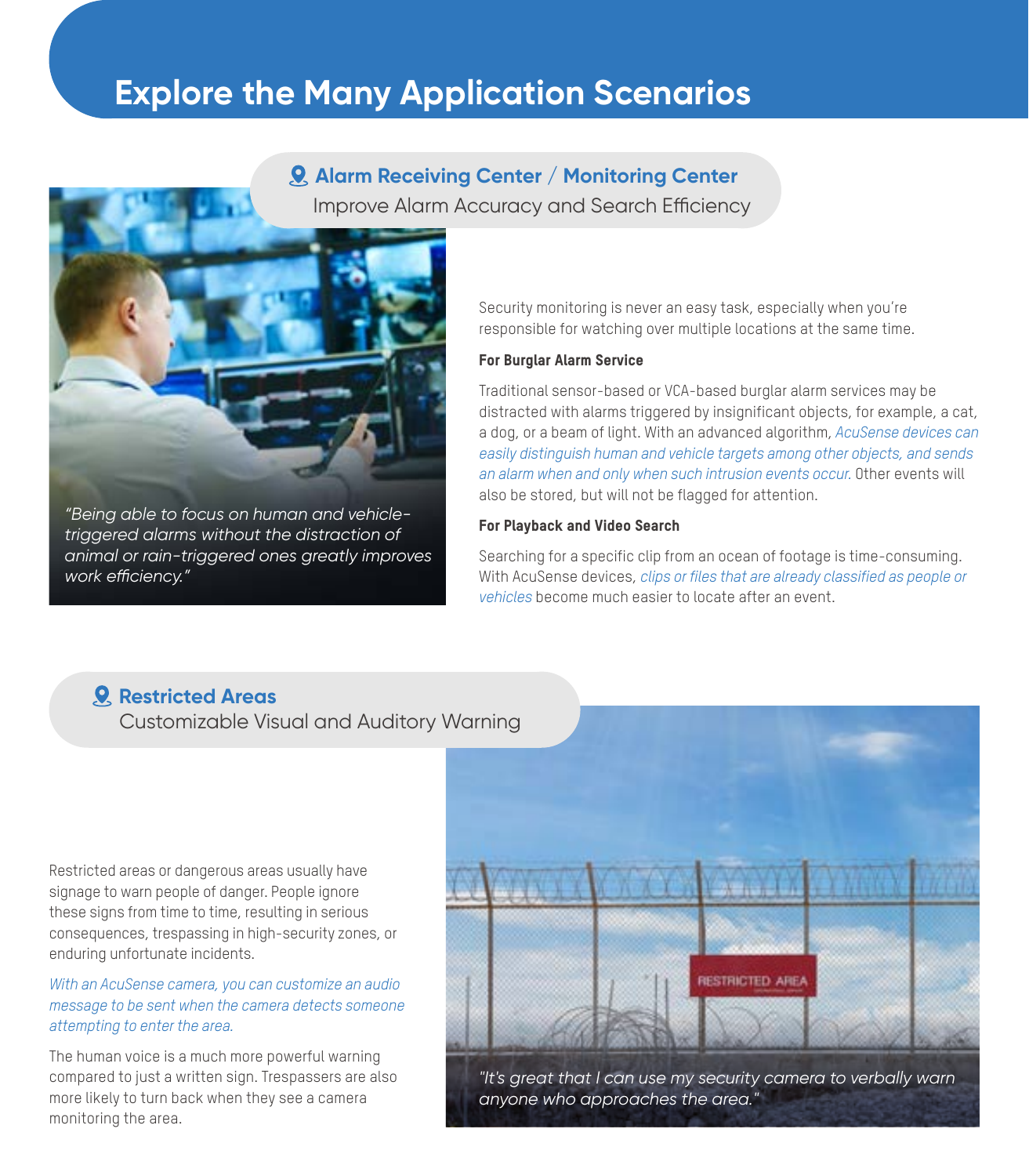# Explore the Many Application Scenarios

## Alarm Receiving Center / Monitoring Center

Improve Alarm Accuracy and Search Efficiency

*"Being able to focus on human and vehicle-triggered alarms without the distraction of animal or rain-triggered ones greatly improves work efficiency."*

Security monitoring is never an easy task, especially when you're responsible for watching over multiple locations at the same time.

**For Burglar Alarm Service**

Traditional sensor-based or VCA-based burglar alarm services may be distracted with alarms triggered by insignificant objects, for example, a cat, a dog, or a beam of light. With an advanced algorithm, *AcuSense devices can easily distinguish human and vehicle targets among other objects, and sends an alarm when and only when such intrusion events occur.* Other events will also be stored, but will not be flagged for attention.

**For Playback and Video Search**

Searching for a specific clip from an ocean of footage is time-consuming. With AcuSense devices, *clips or files that are already classified as people or vehicles* become much easier to locate after an event.

## Restricted Areas

Customizable Visual and Auditory Warning

Restricted areas or dangerous areas usually have signage to warn people of danger. People ignore these signs from time to time, resulting in serious consequences, trespassing in high-security zones, or enduring unfortunate incidents.

*With an AcuSense camera, you can customize an audio message to be sent when the camera detects someone attempting to enter the area.*

The human voice is a much more powerful warning compared to just a written sign. Trespassers are also more likely to turn back when they see a camera monitoring the area.

*"It's great that I can use my security camera to verbally warn anyone who approaches the area."*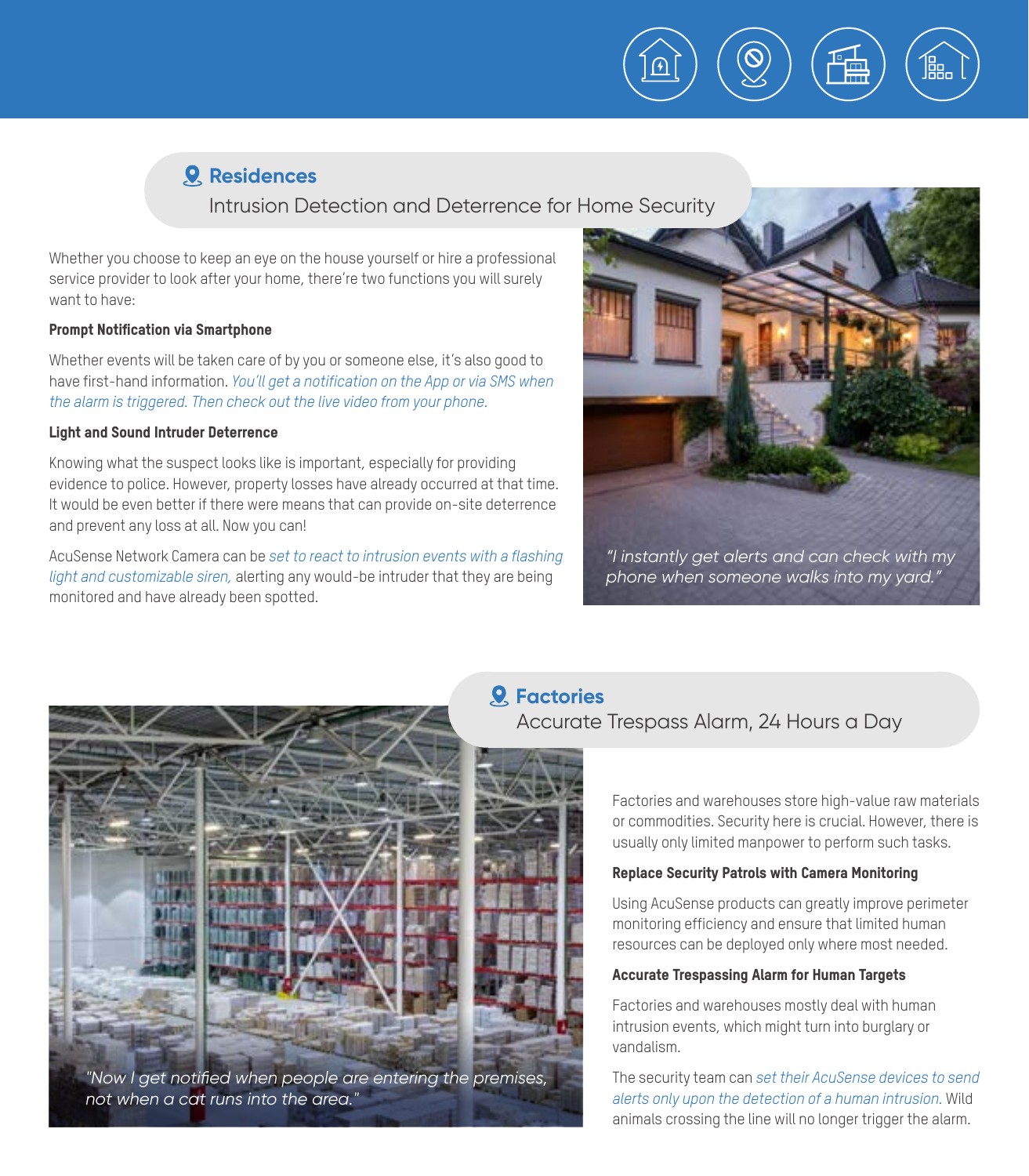## Residences

### Intrusion Detection and Deterrence for Home Security

Whether you choose to keep an eye on the house yourself or hire a professional service provider to look after your home, there're two functions you will surely want to have:

**Prompt Notification via Smartphone**

Whether events will be taken care of by you or someone else, it's also good to have first-hand information. *You'll get a notification on the App or via SMS when the alarm is triggered. Then check out the live video from your phone.*

**Light and Sound Intruder Deterrence**

Knowing what the suspect looks like is important, especially for providing evidence to police. However, property losses have already occurred at that time. It would be even better if there were means that can provide on-site deterrence and prevent any loss at all. Now you can!

AcuSense Network Camera can be *set to react to intrusion events with a flashing light and customizable siren,* alerting any would-be intruder that they are being monitored and have already been spotted.

*"I instantly get alerts and can check with my phone when someone walks into my yard."*

## Factories

### Accurate Trespass Alarm, 24 Hours a Day

*"Now I get notified when people are entering the premises, not when a cat runs into the area."*

Factories and warehouses store high-value raw materials or commodities. Security here is crucial. However, there is usually only limited manpower to perform such tasks.

**Replace Security Patrols with Camera Monitoring**

Using AcuSense products can greatly improve perimeter monitoring efficiency and ensure that limited human resources can be deployed only where most needed.

**Accurate Trespassing Alarm for Human Targets**

Factories and warehouses mostly deal with human intrusion events, which might turn into burglary or vandalism.

The security team can *set their AcuSense devices to send alerts only upon the detection of a human intrusion.* Wild animals crossing the line will no longer trigger the alarm.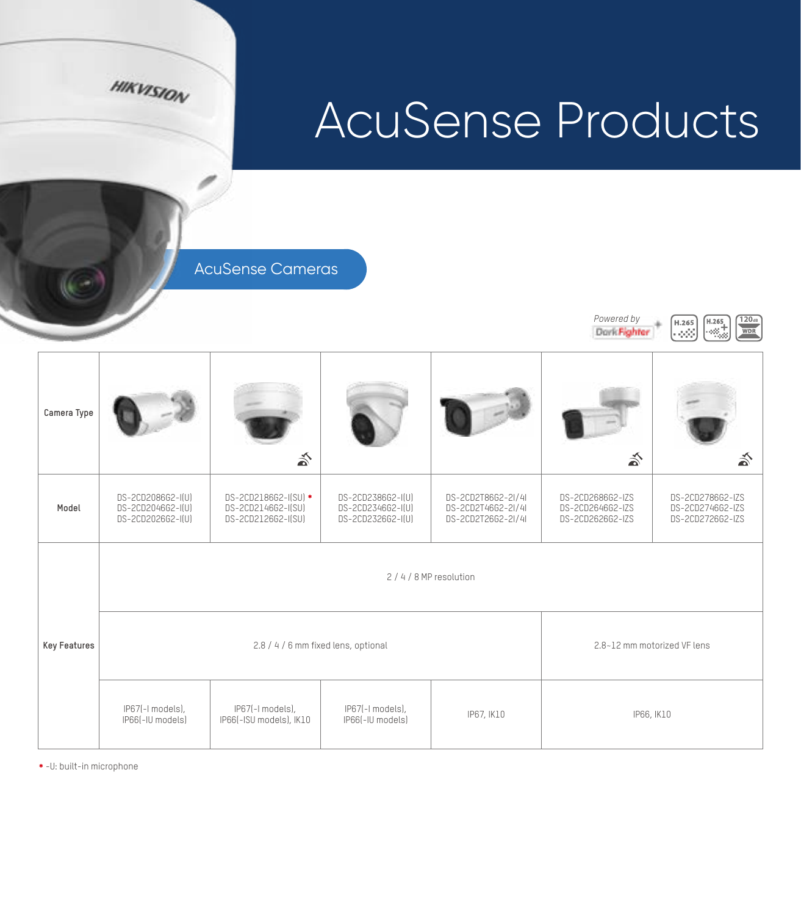# AcuSense Products

## AcuSense Cameras

Powered by DarkFighter+ | H.265 | H.265+ | 120dB WDR

| Camera Type | | | | | | |
|---|---|---|---|---|---|---|
| Model | DS-2CD2086G2-I(U)<br>DS-2CD2046G2-I(U)<br>DS-2CD2026G2-I(U) | DS-2CD2186G2-I(SU) *<br>DS-2CD2146G2-I(SU)<br>DS-2CD2126G2-I(SU) | DS-2CD2386G2-I(U)<br>DS-2CD2346G2-I(U)<br>DS-2CD2326G2-I(U) | DS-2CD2T86G2-2I/4I<br>DS-2CD2T46G2-2I/4I<br>DS-2CD2T26G2-2I/4I | DS-2CD2686G2-IZS<br>DS-2CD2646G2-IZS<br>DS-2CD2626G2-IZS | DS-2CD2786G2-IZS<br>DS-2CD2746G2-IZS<br>DS-2CD2726G2-IZS |
| Key Features | 2 / 4 / 8 MP resolution | | | | | |
| | 2.8 / 4 / 6 mm fixed lens, optional | | | | 2.8~12 mm motorized VF lens | |
| | IP67(-I models),<br>IP66(-IU models) | IP67(-I models),<br>IP66(-ISU models), IK10 | IP67(-I models),<br>IP66(-IU models) | IP67, IK10 | IP66, IK10 | |

* -U: built-in microphone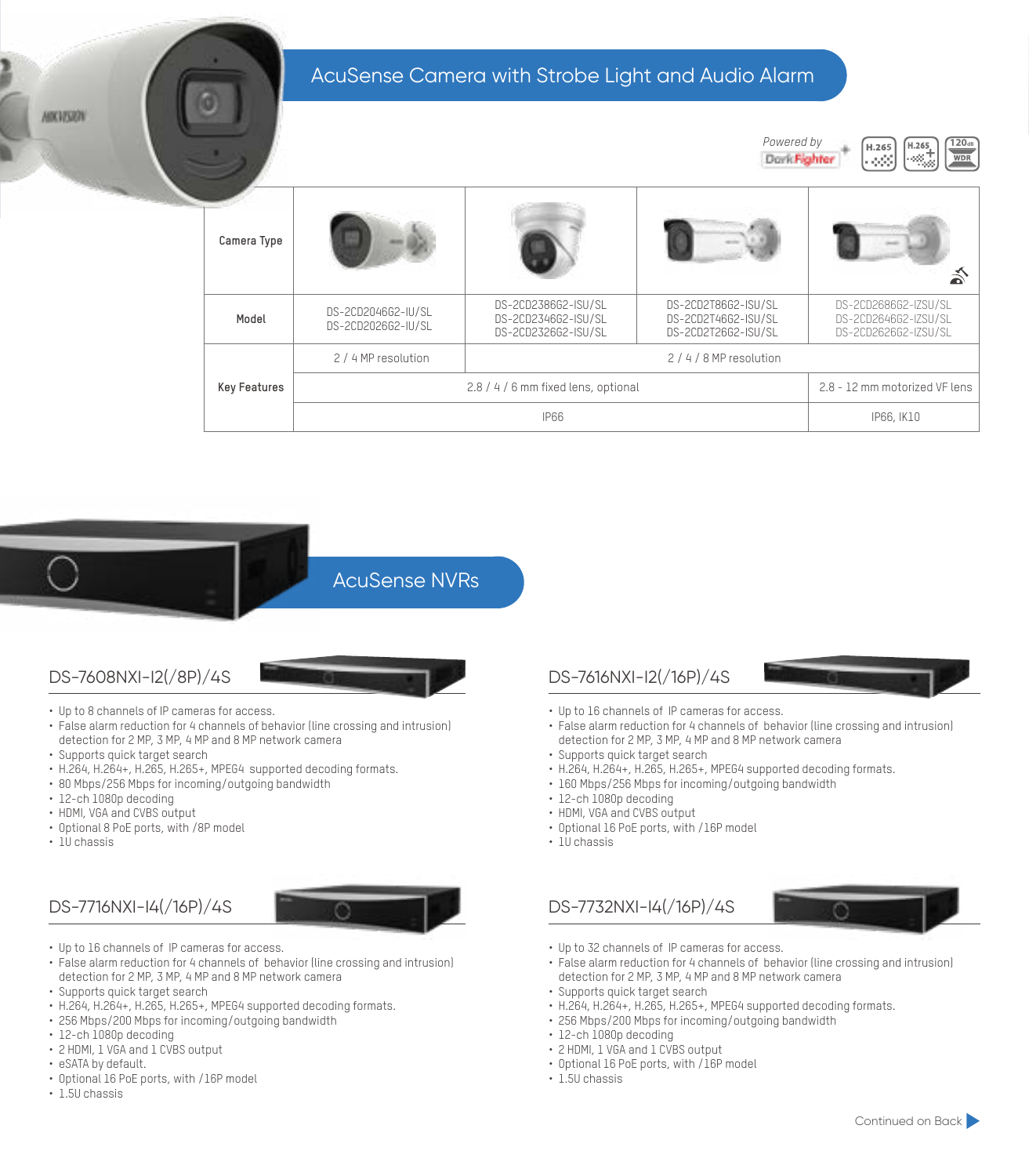## AcuSense Camera with Strobe Light and Audio Alarm

Powered by DarkFighter | H.265 | H.265+ | 120dB WDR

| Camera Type | | | | |
|---|---|---|---|---|
| **Model** | DS-2CD2046G2-IU/SL<br>DS-2CD2026G2-IU/SL | DS-2CD2386G2-ISU/SL<br>DS-2CD2346G2-ISU/SL<br>DS-2CD2326G2-ISU/SL | DS-2CD2T86G2-ISU/SL<br>DS-2CD2T46G2-ISU/SL<br>DS-2CD2T26G2-ISU/SL | DS-2CD2686G2-IZSU/SL<br>DS-2CD2646G2-IZSU/SL<br>DS-2CD2626G2-IZSU/SL |
| **Key Features** | 2 / 4 MP resolution | 2 / 4 / 8 MP resolution | | |
| | 2.8 / 4 / 6 mm fixed lens, optional | | | 2.8 - 12 mm motorized VF lens |
| | IP66 | | | IP66, IK10 |

## AcuSense NVRs

### DS-7608NXI-I2(/8P)/4S

- Up to 8 channels of IP cameras for access.
- False alarm reduction for 4 channels of behavior (line crossing and intrusion) detection for 2 MP, 3 MP, 4 MP and 8 MP network camera
- Supports quick target search
- H.264, H.264+, H.265, H.265+, MPEG4 supported decoding formats.
- 80 Mbps/256 Mbps for incoming/outgoing bandwidth
- 12-ch 1080p decoding
- HDMI, VGA and CVBS output
- Optional 8 PoE ports, with /8P model
- 1U chassis

### DS-7616NXI-I2(/16P)/4S

- Up to 16 channels of IP cameras for access.
- False alarm reduction for 4 channels of behavior (line crossing and intrusion) detection for 2 MP, 3 MP, 4 MP and 8 MP network camera
- Supports quick target search
- H.264, H.264+, H.265, H.265+, MPEG4 supported decoding formats.
- 160 Mbps/256 Mbps for incoming/outgoing bandwidth
- 12-ch 1080p decoding
- HDMI, VGA and CVBS output
- Optional 16 PoE ports, with /16P model
- 1U chassis

### DS-7716NXI-I4(/16P)/4S

- Up to 16 channels of IP cameras for access.
- False alarm reduction for 4 channels of behavior (line crossing and intrusion) detection for 2 MP, 3 MP, 4 MP and 8 MP network camera
- Supports quick target search
- H.264, H.264+, H.265, H.265+, MPEG4 supported decoding formats.
- 256 Mbps/200 Mbps for incoming/outgoing bandwidth
- 12-ch 1080p decoding
- 2 HDMI, 1 VGA and 1 CVBS output
- eSATA by default.
- Optional 16 PoE ports, with /16P model
- 1.5U chassis

### DS-7732NXI-I4(/16P)/4S

- Up to 32 channels of IP cameras for access.
- False alarm reduction for 4 channels of behavior (line crossing and intrusion) detection for 2 MP, 3 MP, 4 MP and 8 MP network camera
- Supports quick target search
- H.264, H.264+, H.265, H.265+, MPEG4 supported decoding formats.
- 256 Mbps/200 Mbps for incoming/outgoing bandwidth
- 12-ch 1080p decoding
- 2 HDMI, 1 VGA and 1 CVBS output
- Optional 16 PoE ports, with /16P model
- 1.5U chassis

Continued on Back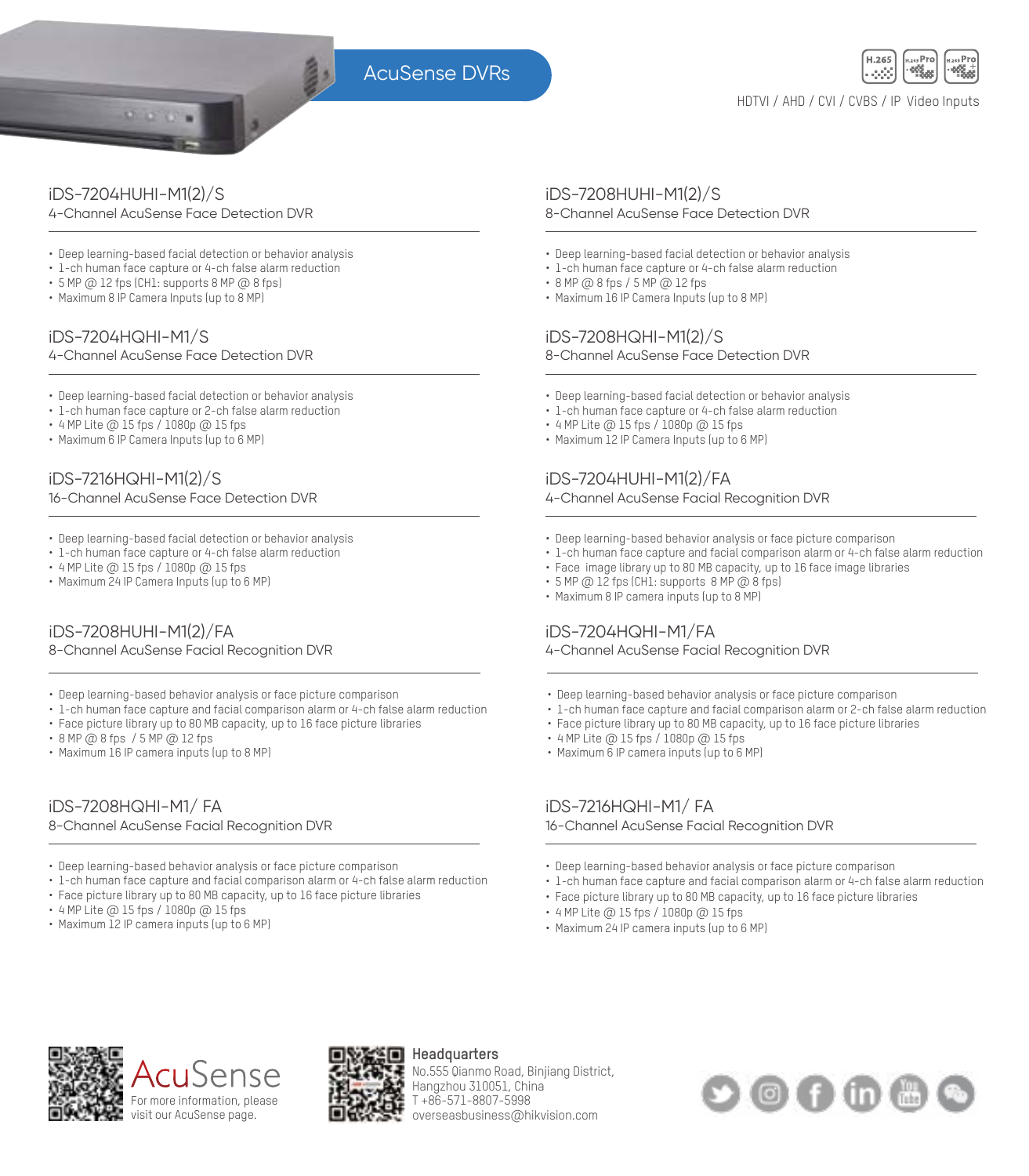# AcuSense DVRs

H.265 | H.265 Pro | H.265 Pro+

HDTVI / AHD / CVI / CVBS / IP Video Inputs

## iDS-7204HUHI-M1(2)/S

4-Channel AcuSense Face Detection DVR

- Deep learning-based facial detection or behavior analysis
- 1-ch human face capture or 4-ch false alarm reduction
- 5 MP @ 12 fps (CH1: supports 8 MP @ 8 fps)
- Maximum 8 IP Camera Inputs (up to 8 MP)

## iDS-7204HQHI-M1/S

4-Channel AcuSense Face Detection DVR

- Deep learning-based facial detection or behavior analysis
- 1-ch human face capture or 2-ch false alarm reduction
- 4 MP Lite @ 15 fps / 1080p @ 15 fps
- Maximum 6 IP Camera Inputs (up to 6 MP)

## iDS-7216HQHI-M1(2)/S

16-Channel AcuSense Face Detection DVR

- Deep learning-based facial detection or behavior analysis
- 1-ch human face capture or 4-ch false alarm reduction
- 4 MP Lite @ 15 fps / 1080p @ 15 fps
- Maximum 24 IP Camera Inputs (up to 6 MP)

## iDS-7208HUHI-M1(2)/FA

8-Channel AcuSense Facial Recognition DVR

- Deep learning-based behavior analysis or face picture comparison
- 1-ch human face capture and facial comparison alarm or 4-ch false alarm reduction
- Face picture library up to 80 MB capacity, up to 16 face picture libraries
- 8 MP @ 8 fps / 5 MP @ 12 fps
- Maximum 16 IP camera inputs (up to 8 MP)

## iDS-7208HQHI-M1/ FA

8-Channel AcuSense Facial Recognition DVR

- Deep learning-based behavior analysis or face picture comparison
- 1-ch human face capture and facial comparison alarm or 4-ch false alarm reduction
- Face picture library up to 80 MB capacity, up to 16 face picture libraries
- 4 MP Lite @ 15 fps / 1080p @ 15 fps
- Maximum 12 IP camera inputs (up to 6 MP)

## iDS-7208HUHI-M1(2)/S

8-Channel AcuSense Face Detection DVR

- Deep learning-based facial detection or behavior analysis
- 1-ch human face capture or 4-ch false alarm reduction
- 8 MP @ 8 fps / 5 MP @ 12 fps
- Maximum 16 IP Camera Inputs (up to 8 MP)

## iDS-7208HQHI-M1(2)/S

8-Channel AcuSense Face Detection DVR

- Deep learning-based facial detection or behavior analysis
- 1-ch human face capture or 4-ch false alarm reduction
- 4 MP Lite @ 15 fps / 1080p @ 15 fps
- Maximum 12 IP Camera Inputs (up to 6 MP)

## iDS-7204HUHI-M1(2)/FA

4-Channel AcuSense Facial Recognition DVR

- Deep learning-based behavior analysis or face picture comparison
- 1-ch human face capture and facial comparison alarm or 4-ch false alarm reduction
- Face image library up to 80 MB capacity, up to 16 face image libraries
- 5 MP @ 12 fps (CH1: supports 8 MP @ 8 fps)
- Maximum 8 IP camera inputs (up to 8 MP)

## iDS-7204HQHI-M1/FA

4-Channel AcuSense Facial Recognition DVR

- Deep learning-based behavior analysis or face picture comparison
- 1-ch human face capture and facial comparison alarm or 2-ch false alarm reduction
- Face picture library up to 80 MB capacity, up to 16 face picture libraries
- 4 MP Lite @ 15 fps / 1080p @ 15 fps
- Maximum 6 IP camera inputs (up to 6 MP)

## iDS-7216HQHI-M1/ FA

16-Channel AcuSense Facial Recognition DVR

- Deep learning-based behavior analysis or face picture comparison
- 1-ch human face capture and facial comparison alarm or 4-ch false alarm reduction
- Face picture library up to 80 MB capacity, up to 16 face picture libraries
- 4 MP Lite @ 15 fps / 1080p @ 15 fps
- Maximum 24 IP camera inputs (up to 6 MP)

AcuSense

For more information, please visit our AcuSense page.

**Headquarters**

No.555 Qianmo Road, Binjiang District, Hangzhou 310051, China

T +86-571-8807-5998

overseasbusiness@hikvision.com